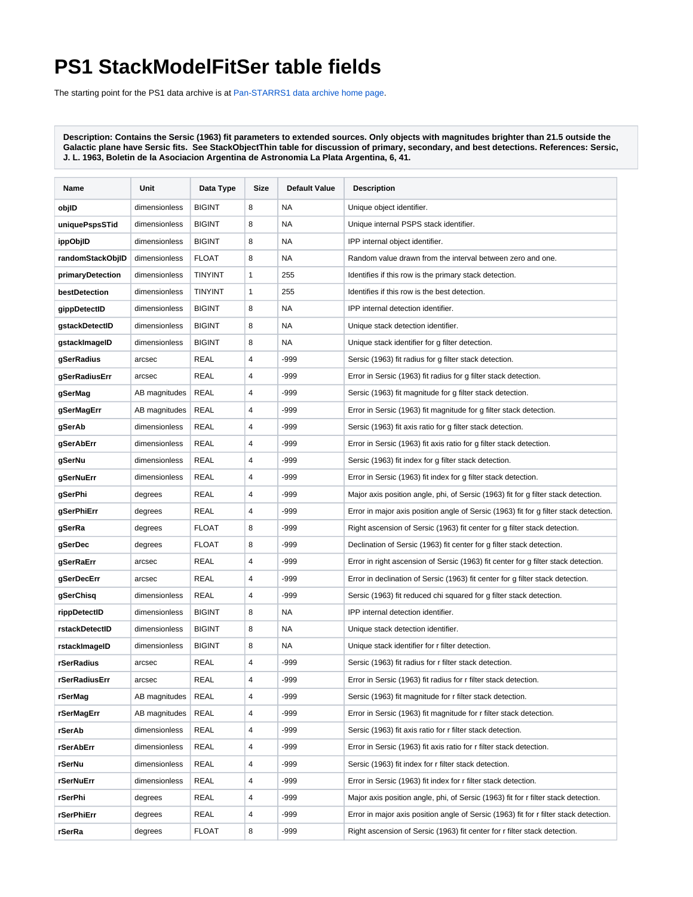# PS1 StackModelFitSer table fields

The starting point for the PS1 data archive is at Pan-STARRS1 data archive home page.

**Description: Contains the Sersic (1963) fit parameters to extended sources. Only objects with magnitudes brighter than 21.5 outside the Galactic plane have Sersic fits. See StackObjectThin table for discussion of primary, secondary, and best detections. References: Sersic, J. L. 1963, Boletin de la Asociacion Argentina de Astronomia La Plata Argentina, 6, 41.**

| Name | Unit | Data Type | Size | Default Value | Description |
|---|---|---|---|---|---|
| **objID** | dimensionless | BIGINT | 8 | NA | Unique object identifier. |
| **uniquePspsSTid** | dimensionless | BIGINT | 8 | NA | Unique internal PSPS stack identifier. |
| **ippObjID** | dimensionless | BIGINT | 8 | NA | IPP internal object identifier. |
| **randomStackObjID** | dimensionless | FLOAT | 8 | NA | Random value drawn from the interval between zero and one. |
| **primaryDetection** | dimensionless | TINYINT | 1 | 255 | Identifies if this row is the primary stack detection. |
| **bestDetection** | dimensionless | TINYINT | 1 | 255 | Identifies if this row is the best detection. |
| **gippDetectID** | dimensionless | BIGINT | 8 | NA | IPP internal detection identifier. |
| **gstackDetectID** | dimensionless | BIGINT | 8 | NA | Unique stack detection identifier. |
| **gstackImageID** | dimensionless | BIGINT | 8 | NA | Unique stack identifier for g filter detection. |
| **gSerRadius** | arcsec | REAL | 4 | -999 | Sersic (1963) fit radius for g filter stack detection. |
| **gSerRadiusErr** | arcsec | REAL | 4 | -999 | Error in Sersic (1963) fit radius for g filter stack detection. |
| **gSerMag** | AB magnitudes | REAL | 4 | -999 | Sersic (1963) fit magnitude for g filter stack detection. |
| **gSerMagErr** | AB magnitudes | REAL | 4 | -999 | Error in Sersic (1963) fit magnitude for g filter stack detection. |
| **gSerAb** | dimensionless | REAL | 4 | -999 | Sersic (1963) fit axis ratio for g filter stack detection. |
| **gSerAbErr** | dimensionless | REAL | 4 | -999 | Error in Sersic (1963) fit axis ratio for g filter stack detection. |
| **gSerNu** | dimensionless | REAL | 4 | -999 | Sersic (1963) fit index for g filter stack detection. |
| **gSerNuErr** | dimensionless | REAL | 4 | -999 | Error in Sersic (1963) fit index for g filter stack detection. |
| **gSerPhi** | degrees | REAL | 4 | -999 | Major axis position angle, phi, of Sersic (1963) fit for g filter stack detection. |
| **gSerPhiErr** | degrees | REAL | 4 | -999 | Error in major axis position angle of Sersic (1963) fit for g filter stack detection. |
| **gSerRa** | degrees | FLOAT | 8 | -999 | Right ascension of Sersic (1963) fit center for g filter stack detection. |
| **gSerDec** | degrees | FLOAT | 8 | -999 | Declination of Sersic (1963) fit center for g filter stack detection. |
| **gSerRaErr** | arcsec | REAL | 4 | -999 | Error in right ascension of Sersic (1963) fit center for g filter stack detection. |
| **gSerDecErr** | arcsec | REAL | 4 | -999 | Error in declination of Sersic (1963) fit center for g filter stack detection. |
| **gSerChisq** | dimensionless | REAL | 4 | -999 | Sersic (1963) fit reduced chi squared for g filter stack detection. |
| **rippDetectID** | dimensionless | BIGINT | 8 | NA | IPP internal detection identifier. |
| **rstackDetectID** | dimensionless | BIGINT | 8 | NA | Unique stack detection identifier. |
| **rstackImageID** | dimensionless | BIGINT | 8 | NA | Unique stack identifier for r filter detection. |
| **rSerRadius** | arcsec | REAL | 4 | -999 | Sersic (1963) fit radius for r filter stack detection. |
| **rSerRadiusErr** | arcsec | REAL | 4 | -999 | Error in Sersic (1963) fit radius for r filter stack detection. |
| **rSerMag** | AB magnitudes | REAL | 4 | -999 | Sersic (1963) fit magnitude for r filter stack detection. |
| **rSerMagErr** | AB magnitudes | REAL | 4 | -999 | Error in Sersic (1963) fit magnitude for r filter stack detection. |
| **rSerAb** | dimensionless | REAL | 4 | -999 | Sersic (1963) fit axis ratio for r filter stack detection. |
| **rSerAbErr** | dimensionless | REAL | 4 | -999 | Error in Sersic (1963) fit axis ratio for r filter stack detection. |
| **rSerNu** | dimensionless | REAL | 4 | -999 | Sersic (1963) fit index for r filter stack detection. |
| **rSerNuErr** | dimensionless | REAL | 4 | -999 | Error in Sersic (1963) fit index for r filter stack detection. |
| **rSerPhi** | degrees | REAL | 4 | -999 | Major axis position angle, phi, of Sersic (1963) fit for r filter stack detection. |
| **rSerPhiErr** | degrees | REAL | 4 | -999 | Error in major axis position angle of Sersic (1963) fit for r filter stack detection. |
| **rSerRa** | degrees | FLOAT | 8 | -999 | Right ascension of Sersic (1963) fit center for r filter stack detection. |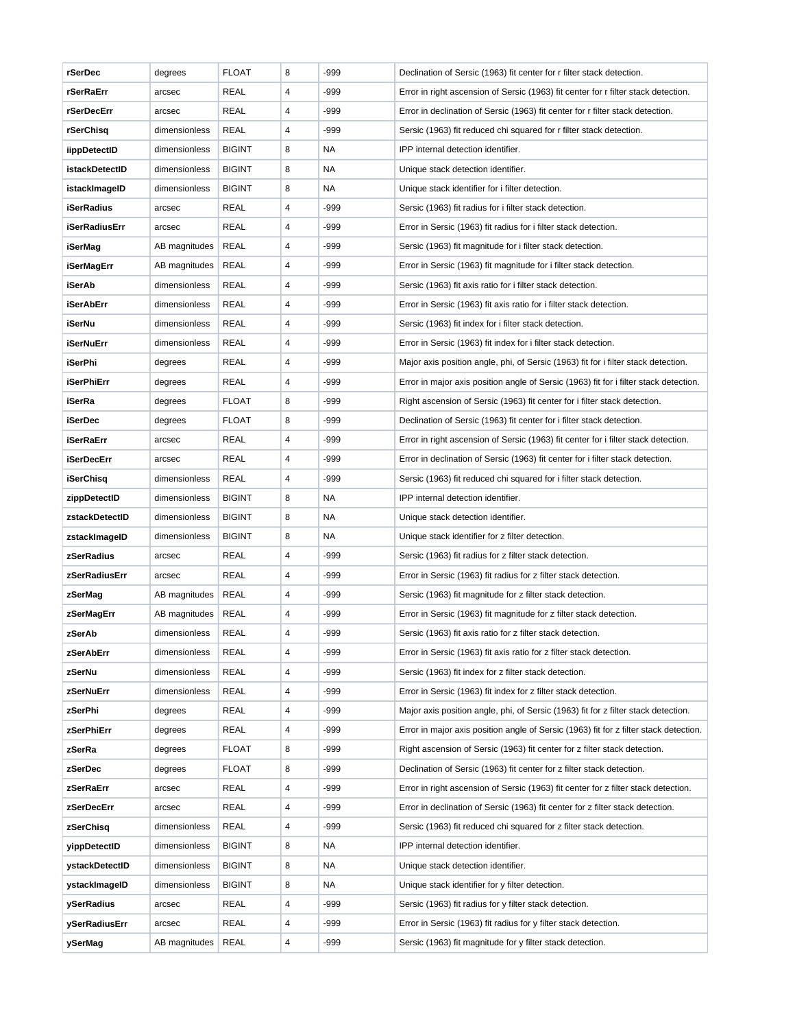| | | | | | |
|---|---|---|---|---|---|
| **rSerDec** | degrees | FLOAT | 8 | -999 | Declination of Sersic (1963) fit center for r filter stack detection. |
| **rSerRaErr** | arcsec | REAL | 4 | -999 | Error in right ascension of Sersic (1963) fit center for r filter stack detection. |
| **rSerDecErr** | arcsec | REAL | 4 | -999 | Error in declination of Sersic (1963) fit center for r filter stack detection. |
| **rSerChisq** | dimensionless | REAL | 4 | -999 | Sersic (1963) fit reduced chi squared for r filter stack detection. |
| **iippDetectID** | dimensionless | BIGINT | 8 | NA | IPP internal detection identifier. |
| **istackDetectID** | dimensionless | BIGINT | 8 | NA | Unique stack detection identifier. |
| **istackImageID** | dimensionless | BIGINT | 8 | NA | Unique stack identifier for i filter detection. |
| **iSerRadius** | arcsec | REAL | 4 | -999 | Sersic (1963) fit radius for i filter stack detection. |
| **iSerRadiusErr** | arcsec | REAL | 4 | -999 | Error in Sersic (1963) fit radius for i filter stack detection. |
| **iSerMag** | AB magnitudes | REAL | 4 | -999 | Sersic (1963) fit magnitude for i filter stack detection. |
| **iSerMagErr** | AB magnitudes | REAL | 4 | -999 | Error in Sersic (1963) fit magnitude for i filter stack detection. |
| **iSerAb** | dimensionless | REAL | 4 | -999 | Sersic (1963) fit axis ratio for i filter stack detection. |
| **iSerAbErr** | dimensionless | REAL | 4 | -999 | Error in Sersic (1963) fit axis ratio for i filter stack detection. |
| **iSerNu** | dimensionless | REAL | 4 | -999 | Sersic (1963) fit index for i filter stack detection. |
| **iSerNuErr** | dimensionless | REAL | 4 | -999 | Error in Sersic (1963) fit index for i filter stack detection. |
| **iSerPhi** | degrees | REAL | 4 | -999 | Major axis position angle, phi, of Sersic (1963) fit for i filter stack detection. |
| **iSerPhiErr** | degrees | REAL | 4 | -999 | Error in major axis position angle of Sersic (1963) fit for i filter stack detection. |
| **iSerRa** | degrees | FLOAT | 8 | -999 | Right ascension of Sersic (1963) fit center for i filter stack detection. |
| **iSerDec** | degrees | FLOAT | 8 | -999 | Declination of Sersic (1963) fit center for i filter stack detection. |
| **iSerRaErr** | arcsec | REAL | 4 | -999 | Error in right ascension of Sersic (1963) fit center for i filter stack detection. |
| **iSerDecErr** | arcsec | REAL | 4 | -999 | Error in declination of Sersic (1963) fit center for i filter stack detection. |
| **iSerChisq** | dimensionless | REAL | 4 | -999 | Sersic (1963) fit reduced chi squared for i filter stack detection. |
| **zippDetectID** | dimensionless | BIGINT | 8 | NA | IPP internal detection identifier. |
| **zstackDetectID** | dimensionless | BIGINT | 8 | NA | Unique stack detection identifier. |
| **zstackImageID** | dimensionless | BIGINT | 8 | NA | Unique stack identifier for z filter detection. |
| **zSerRadius** | arcsec | REAL | 4 | -999 | Sersic (1963) fit radius for z filter stack detection. |
| **zSerRadiusErr** | arcsec | REAL | 4 | -999 | Error in Sersic (1963) fit radius for z filter stack detection. |
| **zSerMag** | AB magnitudes | REAL | 4 | -999 | Sersic (1963) fit magnitude for z filter stack detection. |
| **zSerMagErr** | AB magnitudes | REAL | 4 | -999 | Error in Sersic (1963) fit magnitude for z filter stack detection. |
| **zSerAb** | dimensionless | REAL | 4 | -999 | Sersic (1963) fit axis ratio for z filter stack detection. |
| **zSerAbErr** | dimensionless | REAL | 4 | -999 | Error in Sersic (1963) fit axis ratio for z filter stack detection. |
| **zSerNu** | dimensionless | REAL | 4 | -999 | Sersic (1963) fit index for z filter stack detection. |
| **zSerNuErr** | dimensionless | REAL | 4 | -999 | Error in Sersic (1963) fit index for z filter stack detection. |
| **zSerPhi** | degrees | REAL | 4 | -999 | Major axis position angle, phi, of Sersic (1963) fit for z filter stack detection. |
| **zSerPhiErr** | degrees | REAL | 4 | -999 | Error in major axis position angle of Sersic (1963) fit for z filter stack detection. |
| **zSerRa** | degrees | FLOAT | 8 | -999 | Right ascension of Sersic (1963) fit center for z filter stack detection. |
| **zSerDec** | degrees | FLOAT | 8 | -999 | Declination of Sersic (1963) fit center for z filter stack detection. |
| **zSerRaErr** | arcsec | REAL | 4 | -999 | Error in right ascension of Sersic (1963) fit center for z filter stack detection. |
| **zSerDecErr** | arcsec | REAL | 4 | -999 | Error in declination of Sersic (1963) fit center for z filter stack detection. |
| **zSerChisq** | dimensionless | REAL | 4 | -999 | Sersic (1963) fit reduced chi squared for z filter stack detection. |
| **yippDetectID** | dimensionless | BIGINT | 8 | NA | IPP internal detection identifier. |
| **ystackDetectID** | dimensionless | BIGINT | 8 | NA | Unique stack detection identifier. |
| **ystackImageID** | dimensionless | BIGINT | 8 | NA | Unique stack identifier for y filter detection. |
| **ySerRadius** | arcsec | REAL | 4 | -999 | Sersic (1963) fit radius for y filter stack detection. |
| **ySerRadiusErr** | arcsec | REAL | 4 | -999 | Error in Sersic (1963) fit radius for y filter stack detection. |
| **ySerMag** | AB magnitudes | REAL | 4 | -999 | Sersic (1963) fit magnitude for y filter stack detection. |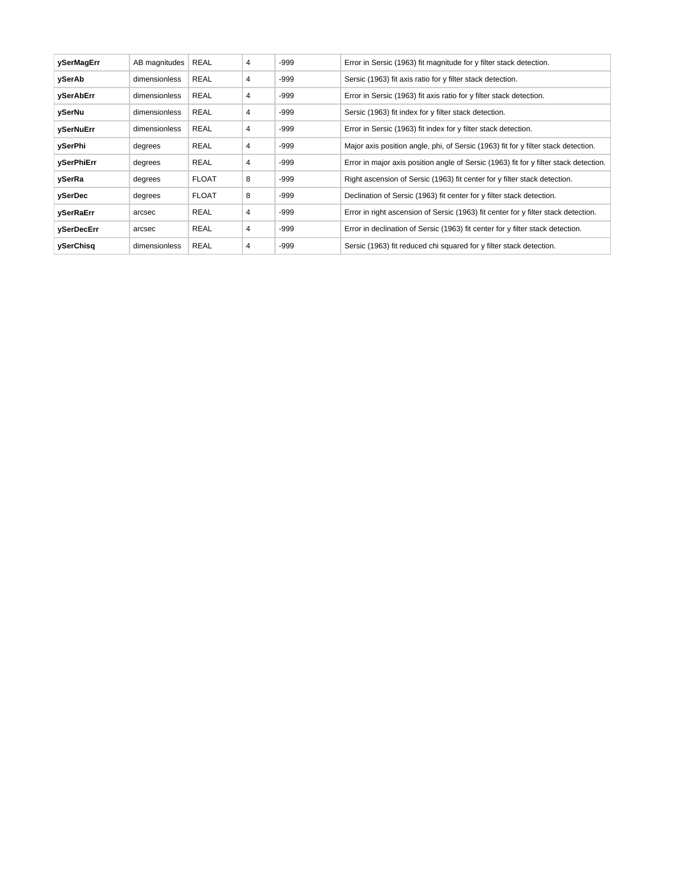| | | | | | |
|---|---|---|---|---|---|
| **ySerMagErr** | AB magnitudes | REAL | 4 | -999 | Error in Sersic (1963) fit magnitude for y filter stack detection. |
| **ySerAb** | dimensionless | REAL | 4 | -999 | Sersic (1963) fit axis ratio for y filter stack detection. |
| **ySerAbErr** | dimensionless | REAL | 4 | -999 | Error in Sersic (1963) fit axis ratio for y filter stack detection. |
| **ySerNu** | dimensionless | REAL | 4 | -999 | Sersic (1963) fit index for y filter stack detection. |
| **ySerNuErr** | dimensionless | REAL | 4 | -999 | Error in Sersic (1963) fit index for y filter stack detection. |
| **ySerPhi** | degrees | REAL | 4 | -999 | Major axis position angle, phi, of Sersic (1963) fit for y filter stack detection. |
| **ySerPhiErr** | degrees | REAL | 4 | -999 | Error in major axis position angle of Sersic (1963) fit for y filter stack detection. |
| **ySerRa** | degrees | FLOAT | 8 | -999 | Right ascension of Sersic (1963) fit center for y filter stack detection. |
| **ySerDec** | degrees | FLOAT | 8 | -999 | Declination of Sersic (1963) fit center for y filter stack detection. |
| **ySerRaErr** | arcsec | REAL | 4 | -999 | Error in right ascension of Sersic (1963) fit center for y filter stack detection. |
| **ySerDecErr** | arcsec | REAL | 4 | -999 | Error in declination of Sersic (1963) fit center for y filter stack detection. |
| **ySerChisq** | dimensionless | REAL | 4 | -999 | Sersic (1963) fit reduced chi squared for y filter stack detection. |